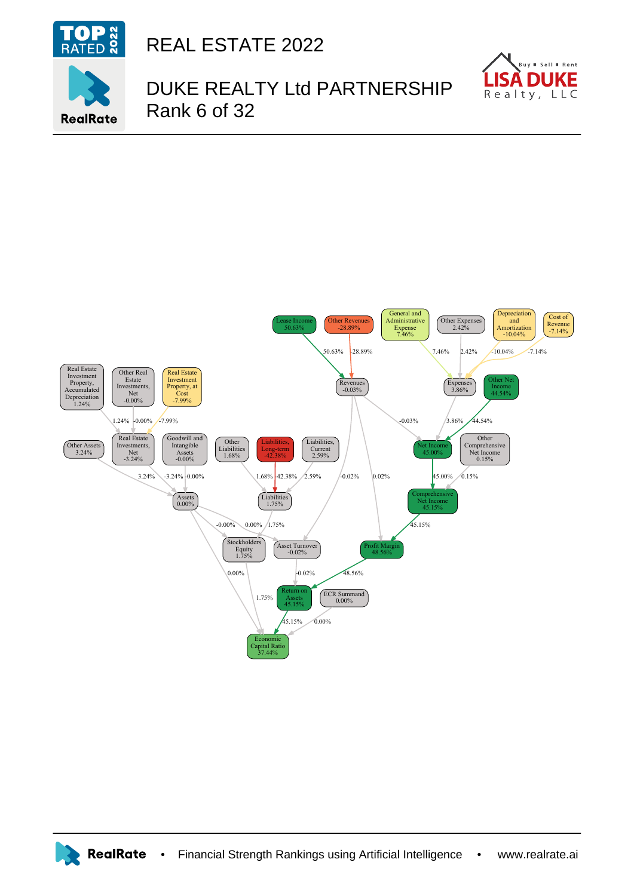# REAL ESTATE 2022

## DUKE REALTY Ltd PARTNERSHIP
## Rank 6 of 32

Lease Income 50.63%
Other Revenues -28.89%
General and Administrative Expense 7.46%
Other Expenses 2.42%
Depreciation and Amortization -10.04%
Cost of Revenue -7.14%

Revenues -0.03%
Expenses 3.86%
Other Net Income 44.54%

Real Estate Investment Property, Accumulated Depreciation 1.24%
Other Real Estate Investments, Net -0.00%
Real Estate Investment Property, at Cost -7.99%

Other Assets 3.24%
Real Estate Investments, Net -3.24%
Goodwill and Intangible Assets -0.00%
Other Liabilities 1.68%
Liabilities, Long-term -42.38%
Liabilities, Current 2.59%
Net Income 45.00%
Other Comprehensive Net Income 0.15%

Assets 0.00%
Liabilities 1.75%
Comprehensive Net Income 45.15%

Stockholders Equity 1.75%
Asset Turnover -0.02%
Profit Margin 48.56%

Return on Assets 45.15%
ECR Summand 0.00%

Economic Capital Ratio 37.44%

RealRate • Financial Strength Rankings using Artificial Intelligence • www.realrate.ai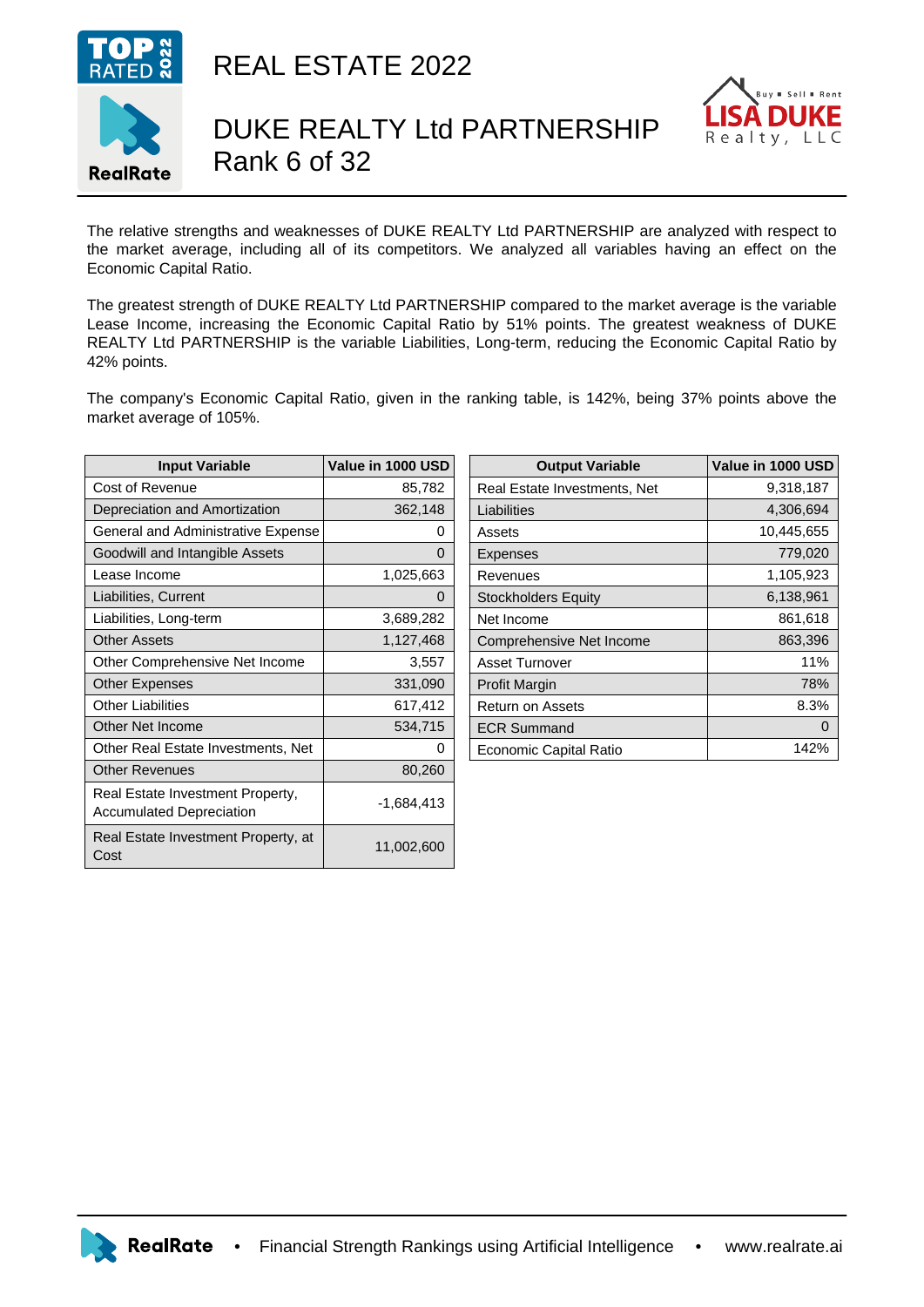# REAL ESTATE 2022

## DUKE REALTY Ltd PARTNERSHIP
## Rank 6 of 32

The relative strengths and weaknesses of DUKE REALTY Ltd PARTNERSHIP are analyzed with respect to the market average, including all of its competitors. We analyzed all variables having an effect on the Economic Capital Ratio.

The greatest strength of DUKE REALTY Ltd PARTNERSHIP compared to the market average is the variable Lease Income, increasing the Economic Capital Ratio by 51% points. The greatest weakness of DUKE REALTY Ltd PARTNERSHIP is the variable Liabilities, Long-term, reducing the Economic Capital Ratio by 42% points.

The company's Economic Capital Ratio, given in the ranking table, is 142%, being 37% points above the market average of 105%.

| Input Variable | Value in 1000 USD |
|---|---|
| Cost of Revenue | 85,782 |
| Depreciation and Amortization | 362,148 |
| General and Administrative Expense | 0 |
| Goodwill and Intangible Assets | 0 |
| Lease Income | 1,025,663 |
| Liabilities, Current | 0 |
| Liabilities, Long-term | 3,689,282 |
| Other Assets | 1,127,468 |
| Other Comprehensive Net Income | 3,557 |
| Other Expenses | 331,090 |
| Other Liabilities | 617,412 |
| Other Net Income | 534,715 |
| Other Real Estate Investments, Net | 0 |
| Other Revenues | 80,260 |
| Real Estate Investment Property, Accumulated Depreciation | -1,684,413 |
| Real Estate Investment Property, at Cost | 11,002,600 |

| Output Variable | Value in 1000 USD |
|---|---|
| Real Estate Investments, Net | 9,318,187 |
| Liabilities | 4,306,694 |
| Assets | 10,445,655 |
| Expenses | 779,020 |
| Revenues | 1,105,923 |
| Stockholders Equity | 6,138,961 |
| Net Income | 861,618 |
| Comprehensive Net Income | 863,396 |
| Asset Turnover | 11% |
| Profit Margin | 78% |
| Return on Assets | 8.3% |
| ECR Summand | 0 |
| Economic Capital Ratio | 142% |